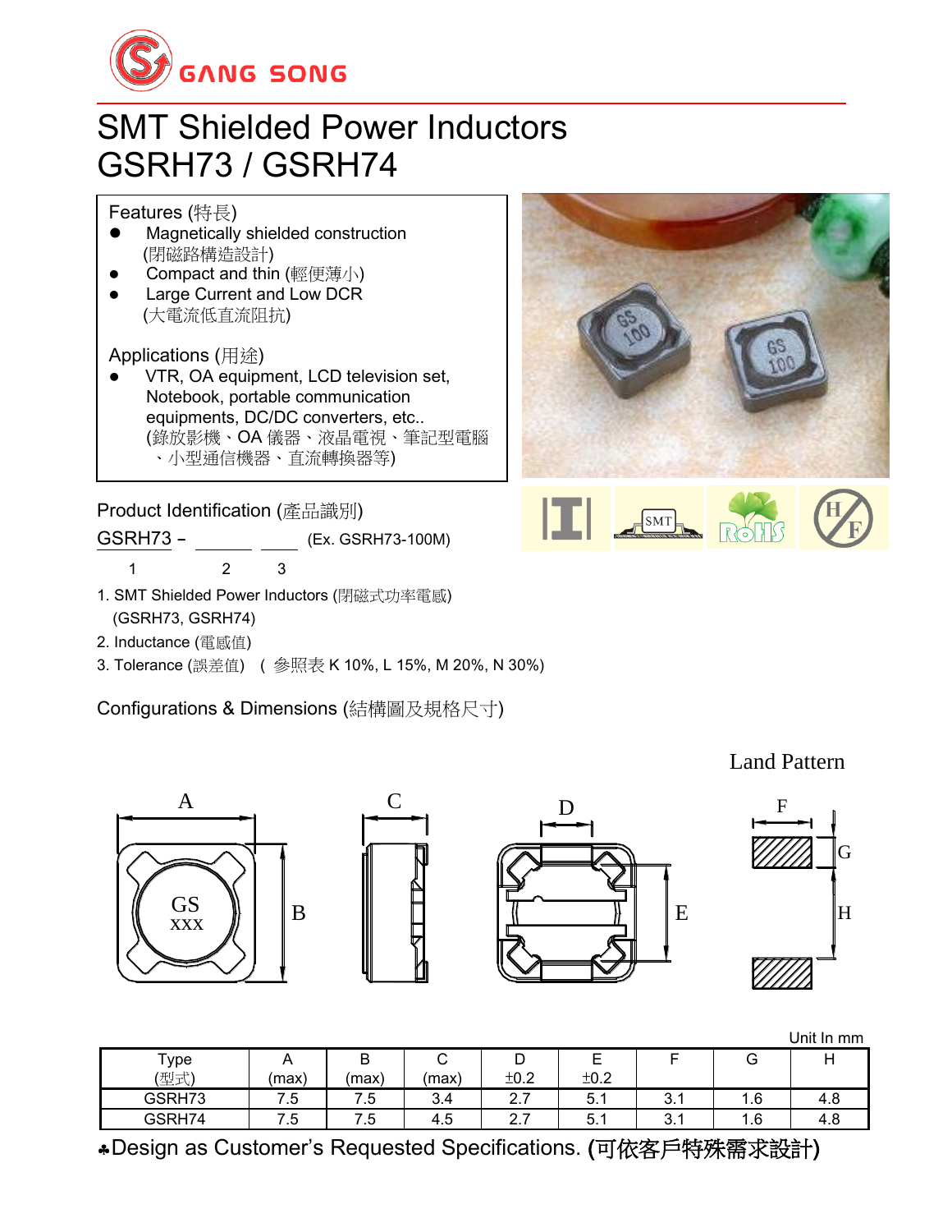GANG SONG

# SMT Shielded Power Inductors
# GSRH73 / GSRH74

## Features (特長)

- Magnetically shielded construction (閉磁路構造設計)
- Compact and thin (輕便薄小)
- Large Current and Low DCR (大電流低直流阻抗)

## Applications (用途)

- VTR, OA equipment, LCD television set, Notebook, portable communication equipments, DC/DC converters, etc.. (錄放影機、OA 儀器、液晶電視、筆記型電腦、小型通信機器、直流轉換器等)

## Product Identification (產品識別)

GSRH73 – ____ ____ (Ex. GSRH73-100M)

1 2 3

1. SMT Shielded Power Inductors (閉磁式功率電感) (GSRH73, GSRH74)
2. Inductance (電感值)
3. Tolerance (誤差值) ( 參照表 K 10%, L 15%, M 20%, N 30%)

## Configurations & Dimensions (結構圖及規格尺寸)

Land Pattern

Unit In mm

| Type (型式) | A (max) | B (max) | C (max) | D ±0.2 | E ±0.2 | F | G | H |
|---|---|---|---|---|---|---|---|---|
| GSRH73 | 7.5 | 7.5 | 3.4 | 2.7 | 5.1 | 3.1 | 1.6 | 4.8 |
| GSRH74 | 7.5 | 7.5 | 4.5 | 2.7 | 5.1 | 3.1 | 1.6 | 4.8 |

♣Design as Customer's Requested Specifications. (可依客戶特殊需求設計)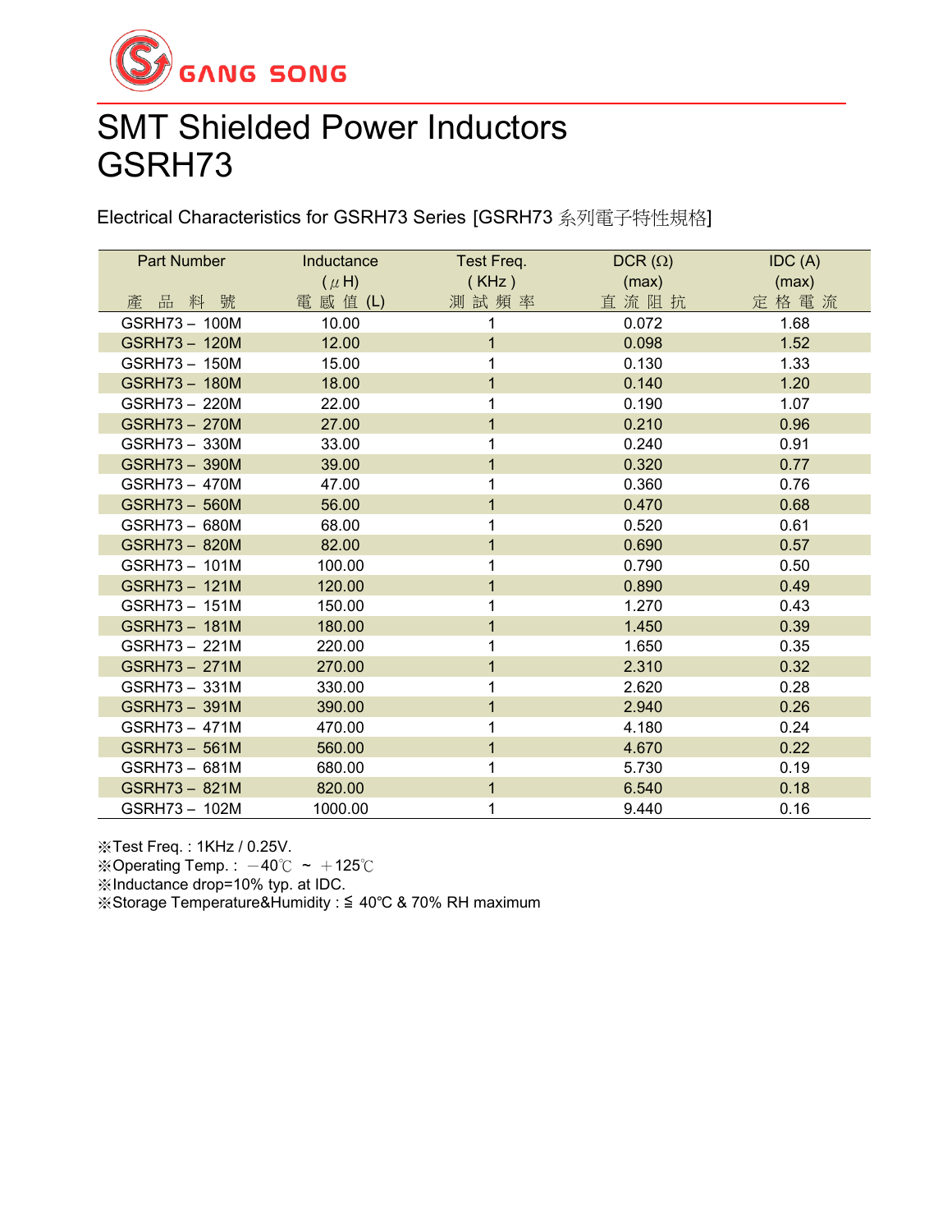GANG SONG

# SMT Shielded Power Inductors
# GSRH73

Electrical Characteristics for GSRH73 Series [GSRH73 系列電子特性規格]

| Part Number<br>產 品 料 號 | Inductance<br>( μH)<br>電 感 值 (L) | Test Freq.<br>( KHz )<br>測 試 頻 率 | DCR (Ω)<br>(max)<br>直 流 阻 抗 | IDC (A)<br>(max)<br>定 格 電 流 |
|---|---|---|---|---|
| GSRH73－100M | 10.00 | 1 | 0.072 | 1.68 |
| GSRH73－120M | 12.00 | 1 | 0.098 | 1.52 |
| GSRH73－150M | 15.00 | 1 | 0.130 | 1.33 |
| GSRH73－180M | 18.00 | 1 | 0.140 | 1.20 |
| GSRH73－220M | 22.00 | 1 | 0.190 | 1.07 |
| GSRH73－270M | 27.00 | 1 | 0.210 | 0.96 |
| GSRH73－330M | 33.00 | 1 | 0.240 | 0.91 |
| GSRH73－390M | 39.00 | 1 | 0.320 | 0.77 |
| GSRH73－470M | 47.00 | 1 | 0.360 | 0.76 |
| GSRH73－560M | 56.00 | 1 | 0.470 | 0.68 |
| GSRH73－680M | 68.00 | 1 | 0.520 | 0.61 |
| GSRH73－820M | 82.00 | 1 | 0.690 | 0.57 |
| GSRH73－101M | 100.00 | 1 | 0.790 | 0.50 |
| GSRH73－121M | 120.00 | 1 | 0.890 | 0.49 |
| GSRH73－151M | 150.00 | 1 | 1.270 | 0.43 |
| GSRH73－181M | 180.00 | 1 | 1.450 | 0.39 |
| GSRH73－221M | 220.00 | 1 | 1.650 | 0.35 |
| GSRH73－271M | 270.00 | 1 | 2.310 | 0.32 |
| GSRH73－331M | 330.00 | 1 | 2.620 | 0.28 |
| GSRH73－391M | 390.00 | 1 | 2.940 | 0.26 |
| GSRH73－471M | 470.00 | 1 | 4.180 | 0.24 |
| GSRH73－561M | 560.00 | 1 | 4.670 | 0.22 |
| GSRH73－681M | 680.00 | 1 | 5.730 | 0.19 |
| GSRH73－821M | 820.00 | 1 | 6.540 | 0.18 |
| GSRH73－102M | 1000.00 | 1 | 9.440 | 0.16 |

※Test Freq. : 1KHz / 0.25V.
※Operating Temp. : －40℃ ~ ＋125℃
※Inductance drop=10% typ. at IDC.
※Storage Temperature&Humidity : ≦ 40°C & 70% RH maximum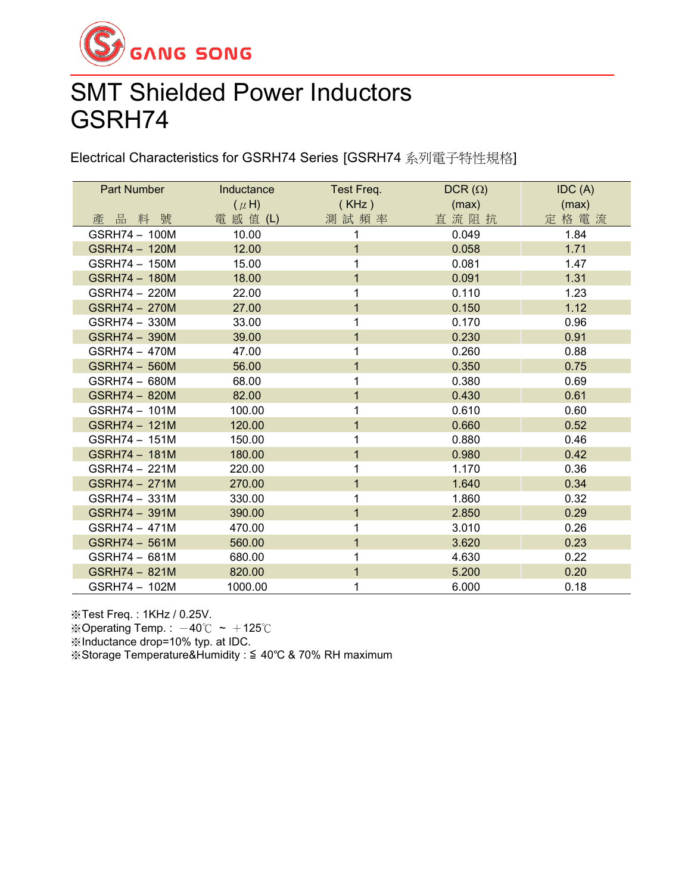GANG SONG

# SMT Shielded Power Inductors
# GSRH74

Electrical Characteristics for GSRH74 Series [GSRH74 系列電子特性規格]

| Part Number<br>產 品 料 號 | Inductance<br>( $\mu$H)<br>電 感 值 (L) | Test Freq.<br>( KHz )<br>測 試 頻 率 | DCR (Ω)<br>(max)<br>直 流 阻 抗 | IDC (A)<br>(max)<br>定 格 電 流 |
|---|---|---|---|---|
| GSRH74 – 100M | 10.00 | 1 | 0.049 | 1.84 |
| GSRH74 – 120M | 12.00 | 1 | 0.058 | 1.71 |
| GSRH74 – 150M | 15.00 | 1 | 0.081 | 1.47 |
| GSRH74 – 180M | 18.00 | 1 | 0.091 | 1.31 |
| GSRH74 – 220M | 22.00 | 1 | 0.110 | 1.23 |
| GSRH74 – 270M | 27.00 | 1 | 0.150 | 1.12 |
| GSRH74 – 330M | 33.00 | 1 | 0.170 | 0.96 |
| GSRH74 – 390M | 39.00 | 1 | 0.230 | 0.91 |
| GSRH74 – 470M | 47.00 | 1 | 0.260 | 0.88 |
| GSRH74 – 560M | 56.00 | 1 | 0.350 | 0.75 |
| GSRH74 – 680M | 68.00 | 1 | 0.380 | 0.69 |
| GSRH74 – 820M | 82.00 | 1 | 0.430 | 0.61 |
| GSRH74 – 101M | 100.00 | 1 | 0.610 | 0.60 |
| GSRH74 – 121M | 120.00 | 1 | 0.660 | 0.52 |
| GSRH74 – 151M | 150.00 | 1 | 0.880 | 0.46 |
| GSRH74 – 181M | 180.00 | 1 | 0.980 | 0.42 |
| GSRH74 – 221M | 220.00 | 1 | 1.170 | 0.36 |
| GSRH74 – 271M | 270.00 | 1 | 1.640 | 0.34 |
| GSRH74 – 331M | 330.00 | 1 | 1.860 | 0.32 |
| GSRH74 – 391M | 390.00 | 1 | 2.850 | 0.29 |
| GSRH74 – 471M | 470.00 | 1 | 3.010 | 0.26 |
| GSRH74 – 561M | 560.00 | 1 | 3.620 | 0.23 |
| GSRH74 – 681M | 680.00 | 1 | 4.630 | 0.22 |
| GSRH74 – 821M | 820.00 | 1 | 5.200 | 0.20 |
| GSRH74 – 102M | 1000.00 | 1 | 6.000 | 0.18 |

※Test Freq. : 1KHz / 0.25V.
※Operating Temp. : －40℃ ~ ＋125℃
※Inductance drop=10% typ. at IDC.
※Storage Temperature&Humidity : ≦ 40℃ & 70% RH maximum